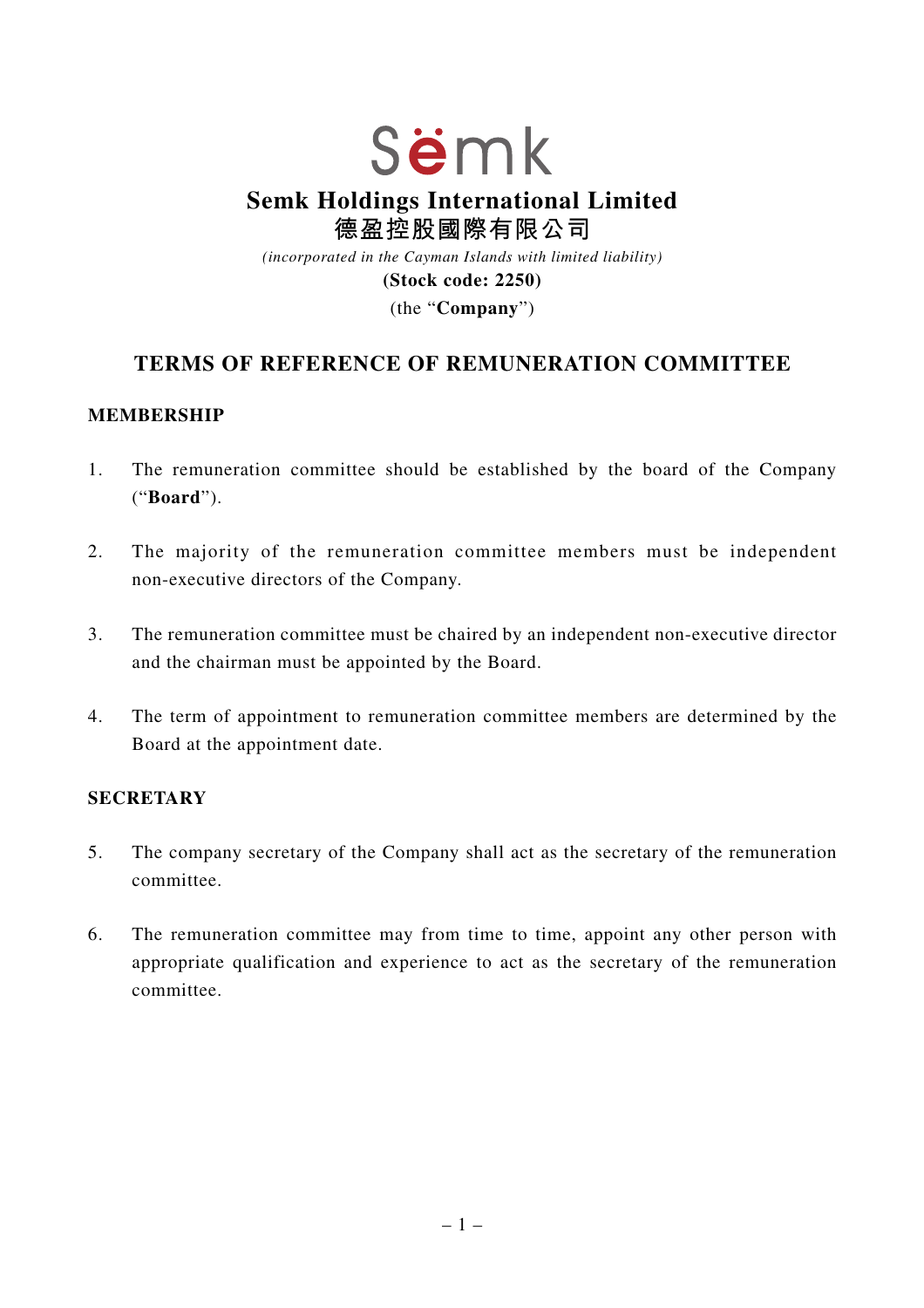Sëmk

# Semk Holdings International Limited
# 德盈控股國際有限公司

*(incorporated in the Cayman Islands with limited liability)*

**(Stock code: 2250)**

(the "**Company**")

## TERMS OF REFERENCE OF REMUNERATION COMMITTEE

### MEMBERSHIP

1. The remuneration committee should be established by the board of the Company ("**Board**").

2. The majority of the remuneration committee members must be independent non-executive directors of the Company.

3. The remuneration committee must be chaired by an independent non-executive director and the chairman must be appointed by the Board.

4. The term of appointment to remuneration committee members are determined by the Board at the appointment date.

### SECRETARY

5. The company secretary of the Company shall act as the secretary of the remuneration committee.

6. The remuneration committee may from time to time, appoint any other person with appropriate qualification and experience to act as the secretary of the remuneration committee.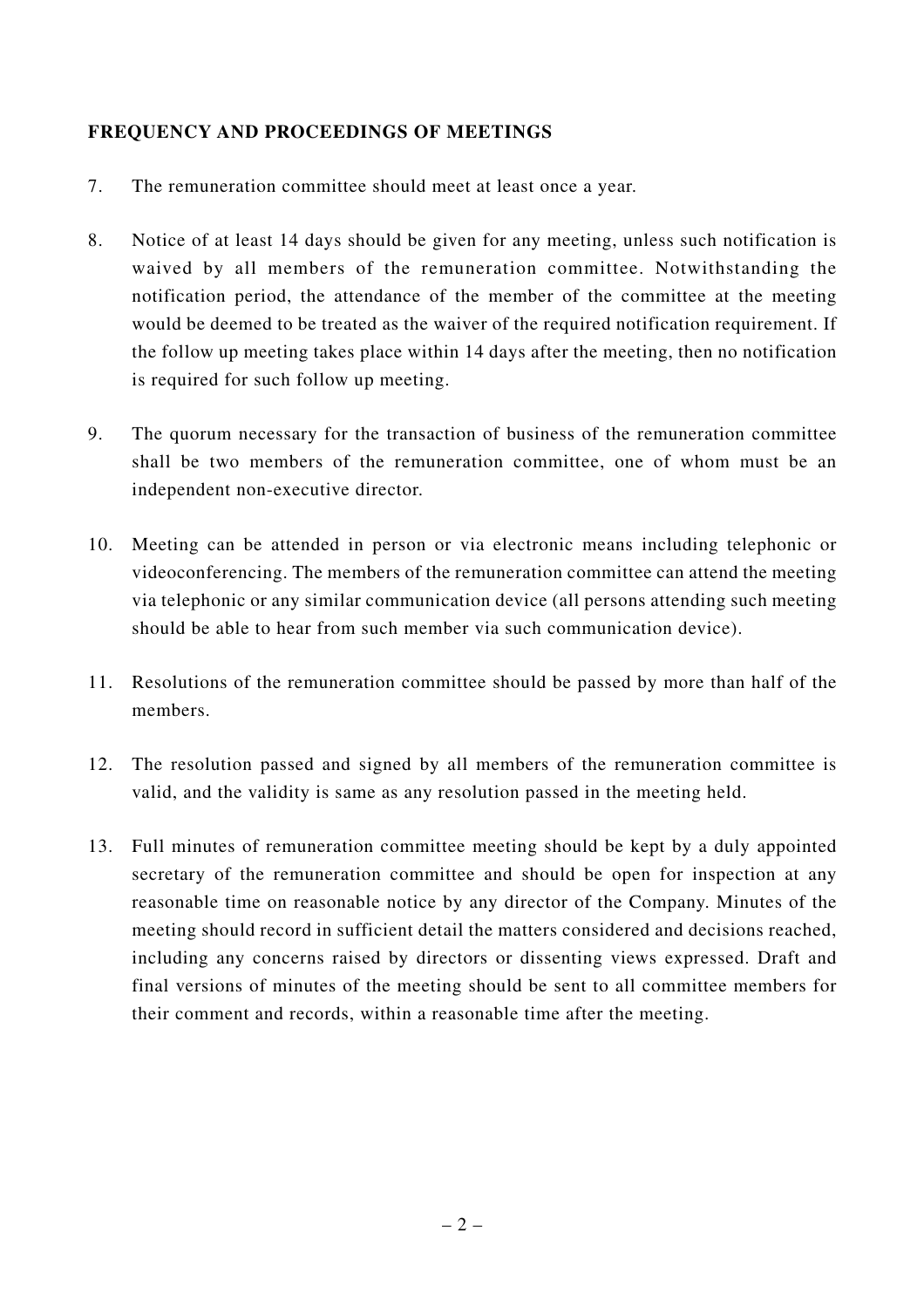## FREQUENCY AND PROCEEDINGS OF MEETINGS

7. The remuneration committee should meet at least once a year.

8. Notice of at least 14 days should be given for any meeting, unless such notification is waived by all members of the remuneration committee. Notwithstanding the notification period, the attendance of the member of the committee at the meeting would be deemed to be treated as the waiver of the required notification requirement. If the follow up meeting takes place within 14 days after the meeting, then no notification is required for such follow up meeting.

9. The quorum necessary for the transaction of business of the remuneration committee shall be two members of the remuneration committee, one of whom must be an independent non-executive director.

10. Meeting can be attended in person or via electronic means including telephonic or videoconferencing. The members of the remuneration committee can attend the meeting via telephonic or any similar communication device (all persons attending such meeting should be able to hear from such member via such communication device).

11. Resolutions of the remuneration committee should be passed by more than half of the members.

12. The resolution passed and signed by all members of the remuneration committee is valid, and the validity is same as any resolution passed in the meeting held.

13. Full minutes of remuneration committee meeting should be kept by a duly appointed secretary of the remuneration committee and should be open for inspection at any reasonable time on reasonable notice by any director of the Company. Minutes of the meeting should record in sufficient detail the matters considered and decisions reached, including any concerns raised by directors or dissenting views expressed. Draft and final versions of minutes of the meeting should be sent to all committee members for their comment and records, within a reasonable time after the meeting.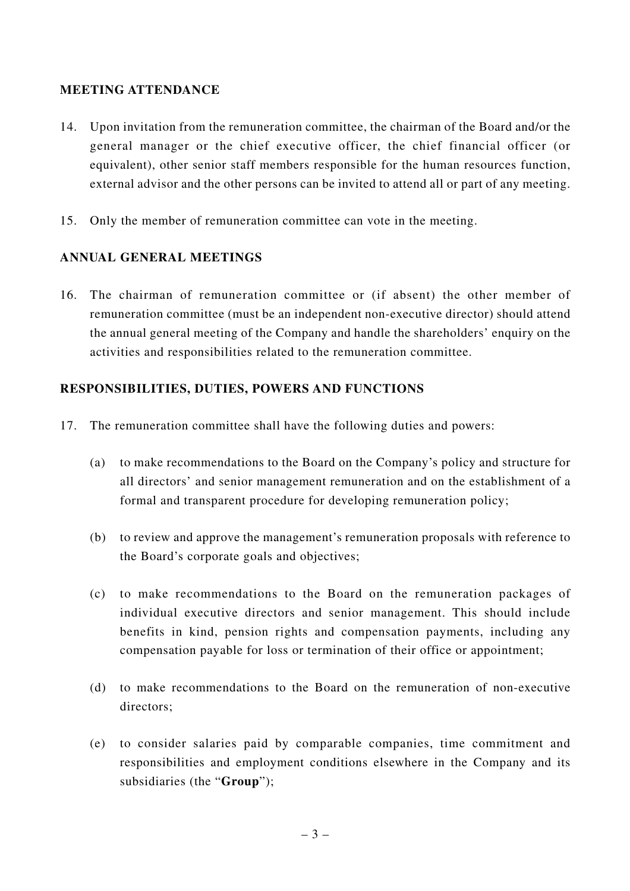## MEETING ATTENDANCE

14. Upon invitation from the remuneration committee, the chairman of the Board and/or the general manager or the chief executive officer, the chief financial officer (or equivalent), other senior staff members responsible for the human resources function, external advisor and the other persons can be invited to attend all or part of any meeting.

15. Only the member of remuneration committee can vote in the meeting.

## ANNUAL GENERAL MEETINGS

16. The chairman of remuneration committee or (if absent) the other member of remuneration committee (must be an independent non-executive director) should attend the annual general meeting of the Company and handle the shareholders' enquiry on the activities and responsibilities related to the remuneration committee.

## RESPONSIBILITIES, DUTIES, POWERS AND FUNCTIONS

17. The remuneration committee shall have the following duties and powers:

    (a) to make recommendations to the Board on the Company's policy and structure for all directors' and senior management remuneration and on the establishment of a formal and transparent procedure for developing remuneration policy;

    (b) to review and approve the management's remuneration proposals with reference to the Board's corporate goals and objectives;

    (c) to make recommendations to the Board on the remuneration packages of individual executive directors and senior management. This should include benefits in kind, pension rights and compensation payments, including any compensation payable for loss or termination of their office or appointment;

    (d) to make recommendations to the Board on the remuneration of non-executive directors;

    (e) to consider salaries paid by comparable companies, time commitment and responsibilities and employment conditions elsewhere in the Company and its subsidiaries (the "**Group**");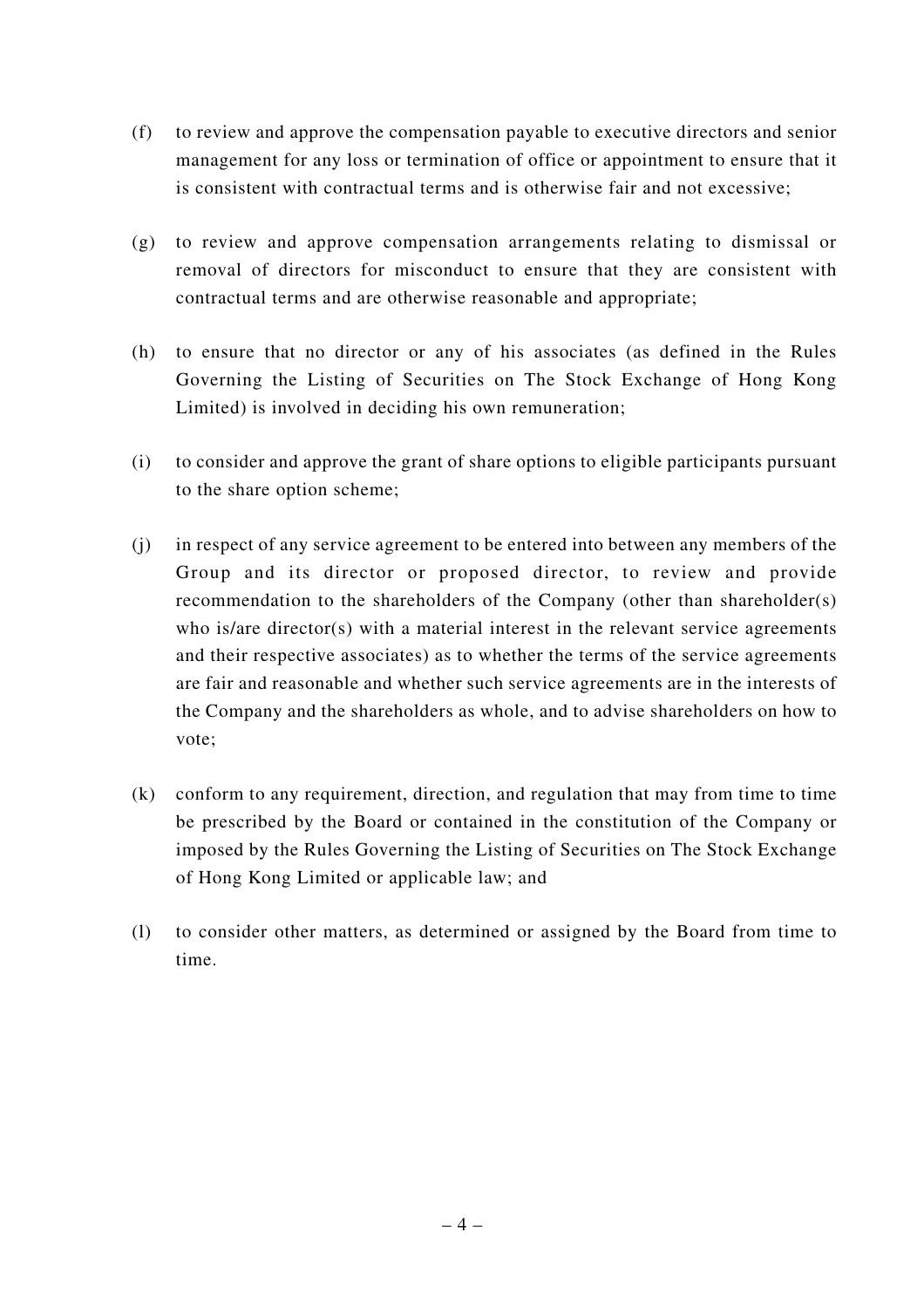(f) to review and approve the compensation payable to executive directors and senior management for any loss or termination of office or appointment to ensure that it is consistent with contractual terms and is otherwise fair and not excessive;

(g) to review and approve compensation arrangements relating to dismissal or removal of directors for misconduct to ensure that they are consistent with contractual terms and are otherwise reasonable and appropriate;

(h) to ensure that no director or any of his associates (as defined in the Rules Governing the Listing of Securities on The Stock Exchange of Hong Kong Limited) is involved in deciding his own remuneration;

(i) to consider and approve the grant of share options to eligible participants pursuant to the share option scheme;

(j) in respect of any service agreement to be entered into between any members of the Group and its director or proposed director, to review and provide recommendation to the shareholders of the Company (other than shareholder(s) who is/are director(s) with a material interest in the relevant service agreements and their respective associates) as to whether the terms of the service agreements are fair and reasonable and whether such service agreements are in the interests of the Company and the shareholders as whole, and to advise shareholders on how to vote;

(k) conform to any requirement, direction, and regulation that may from time to time be prescribed by the Board or contained in the constitution of the Company or imposed by the Rules Governing the Listing of Securities on The Stock Exchange of Hong Kong Limited or applicable law; and

(l) to consider other matters, as determined or assigned by the Board from time to time.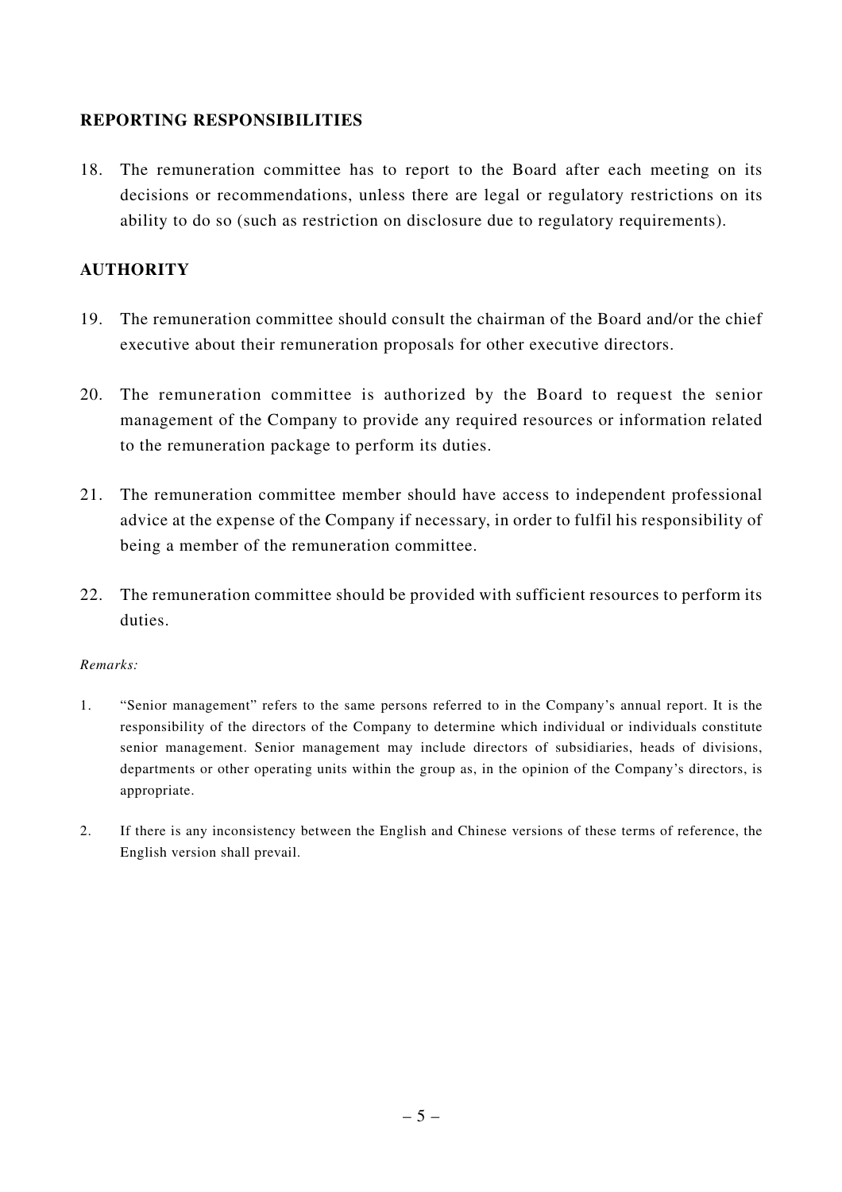## REPORTING RESPONSIBILITIES

18. The remuneration committee has to report to the Board after each meeting on its decisions or recommendations, unless there are legal or regulatory restrictions on its ability to do so (such as restriction on disclosure due to regulatory requirements).

## AUTHORITY

19. The remuneration committee should consult the chairman of the Board and/or the chief executive about their remuneration proposals for other executive directors.

20. The remuneration committee is authorized by the Board to request the senior management of the Company to provide any required resources or information related to the remuneration package to perform its duties.

21. The remuneration committee member should have access to independent professional advice at the expense of the Company if necessary, in order to fulfil his responsibility of being a member of the remuneration committee.

22. The remuneration committee should be provided with sufficient resources to perform its duties.

*Remarks:*

1. "Senior management" refers to the same persons referred to in the Company's annual report. It is the responsibility of the directors of the Company to determine which individual or individuals constitute senior management. Senior management may include directors of subsidiaries, heads of divisions, departments or other operating units within the group as, in the opinion of the Company's directors, is appropriate.

2. If there is any inconsistency between the English and Chinese versions of these terms of reference, the English version shall prevail.